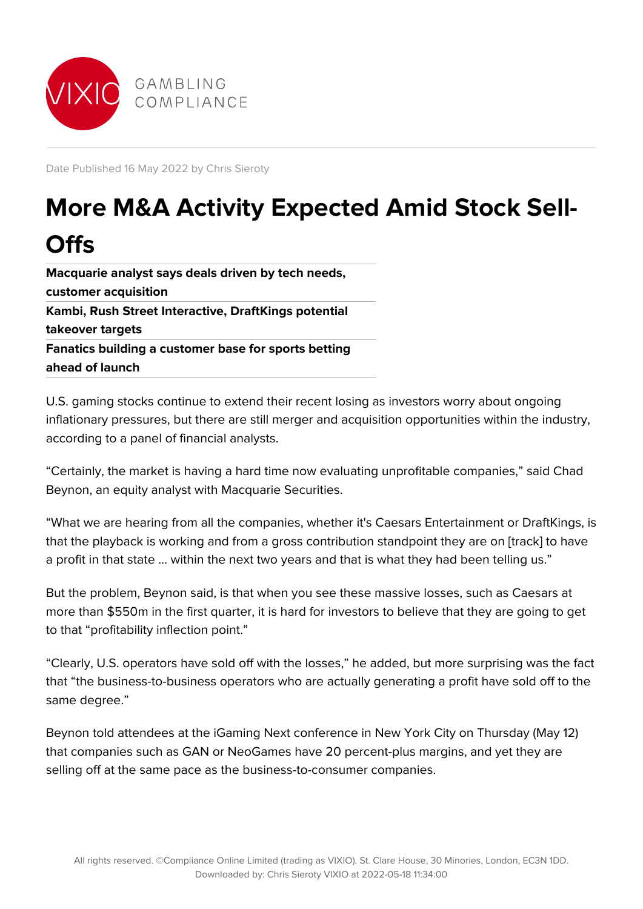Date Published 16 May 2022 by Chris Sieroty

# More M&A Activity Expected Amid Stock Sell-Offs

**Macquarie analyst says deals driven by tech needs, customer acquisition**

**Kambi, Rush Street Interactive, DraftKings potential takeover targets**

**Fanatics building a customer base for sports betting ahead of launch**

U.S. gaming stocks continue to extend their recent losing as investors worry about ongoing inflationary pressures, but there are still merger and acquisition opportunities within the industry, according to a panel of financial analysts.

"Certainly, the market is having a hard time now evaluating unprofitable companies," said Chad Beynon, an equity analyst with Macquarie Securities.

"What we are hearing from all the companies, whether it's Caesars Entertainment or DraftKings, is that the playback is working and from a gross contribution standpoint they are on [track] to have a profit in that state … within the next two years and that is what they had been telling us."

But the problem, Beynon said, is that when you see these massive losses, such as Caesars at more than $550m in the first quarter, it is hard for investors to believe that they are going to get to that "profitability inflection point."

"Clearly, U.S. operators have sold off with the losses," he added, but more surprising was the fact that "the business-to-business operators who are actually generating a profit have sold off to the same degree."

Beynon told attendees at the iGaming Next conference in New York City on Thursday (May 12) that companies such as GAN or NeoGames have 20 percent-plus margins, and yet they are selling off at the same pace as the business-to-consumer companies.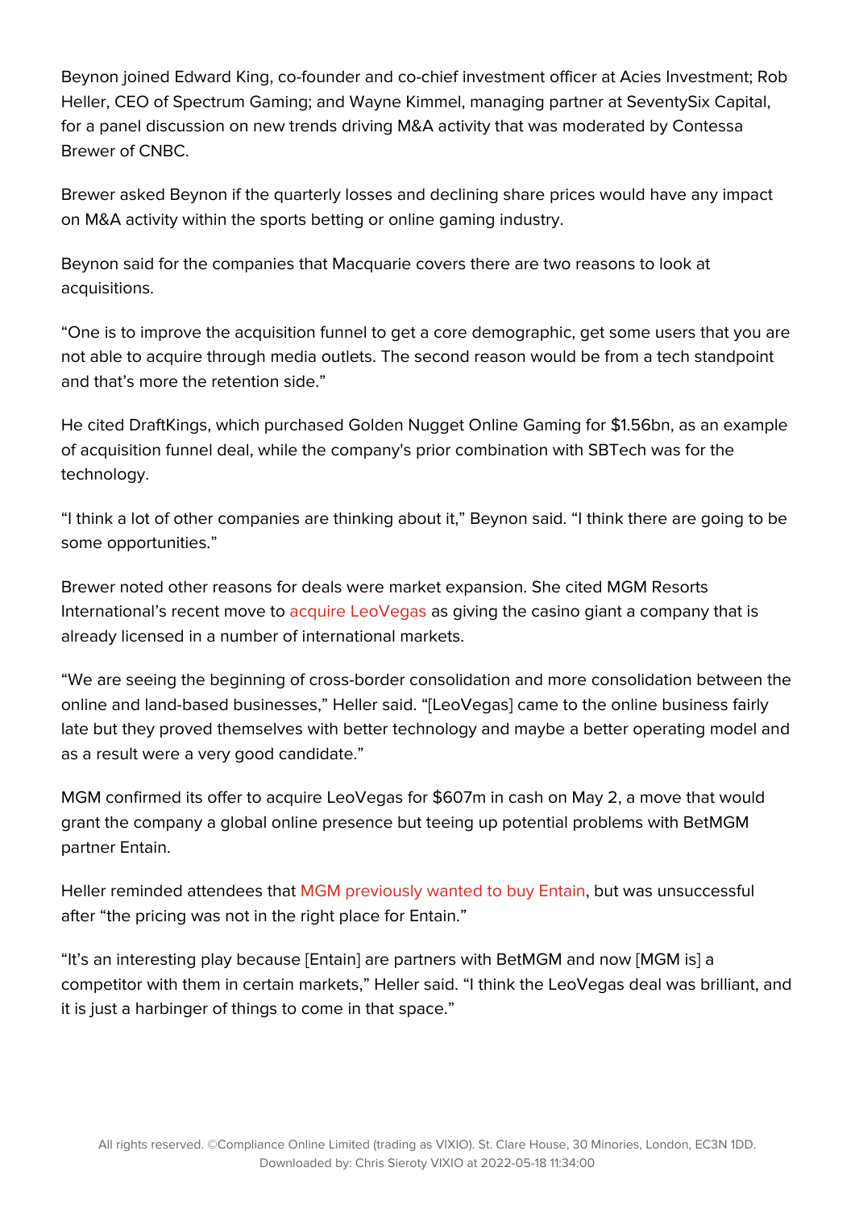Beynon joined Edward King, co-founder and co-chief investment officer at Acies Investment; Rob Heller, CEO of Spectrum Gaming; and Wayne Kimmel, managing partner at SeventySix Capital, for a panel discussion on new trends driving M&A activity that was moderated by Contessa Brewer of CNBC.

Brewer asked Beynon if the quarterly losses and declining share prices would have any impact on M&A activity within the sports betting or online gaming industry.

Beynon said for the companies that Macquarie covers there are two reasons to look at acquisitions.

"One is to improve the acquisition funnel to get a core demographic, get some users that you are not able to acquire through media outlets. The second reason would be from a tech standpoint and that's more the retention side."

He cited DraftKings, which purchased Golden Nugget Online Gaming for $1.56bn, as an example of acquisition funnel deal, while the company's prior combination with SBTech was for the technology.

"I think a lot of other companies are thinking about it," Beynon said. "I think there are going to be some opportunities."

Brewer noted other reasons for deals were market expansion. She cited MGM Resorts International's recent move to acquire LeoVegas as giving the casino giant a company that is already licensed in a number of international markets.

"We are seeing the beginning of cross-border consolidation and more consolidation between the online and land-based businesses," Heller said. "[LeoVegas] came to the online business fairly late but they proved themselves with better technology and maybe a better operating model and as a result were a very good candidate."

MGM confirmed its offer to acquire LeoVegas for $607m in cash on May 2, a move that would grant the company a global online presence but teeing up potential problems with BetMGM partner Entain.

Heller reminded attendees that MGM previously wanted to buy Entain, but was unsuccessful after "the pricing was not in the right place for Entain."

"It's an interesting play because [Entain] are partners with BetMGM and now [MGM is] a competitor with them in certain markets," Heller said. "I think the LeoVegas deal was brilliant, and it is just a harbinger of things to come in that space."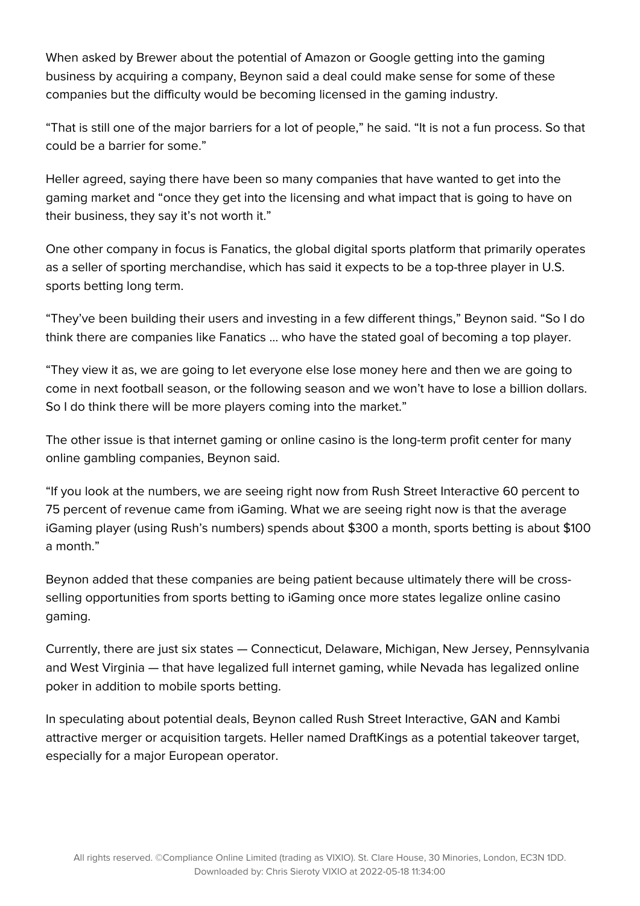When asked by Brewer about the potential of Amazon or Google getting into the gaming business by acquiring a company, Beynon said a deal could make sense for some of these companies but the difficulty would be becoming licensed in the gaming industry.

“That is still one of the major barriers for a lot of people,” he said. “It is not a fun process. So that could be a barrier for some.”

Heller agreed, saying there have been so many companies that have wanted to get into the gaming market and “once they get into the licensing and what impact that is going to have on their business, they say it’s not worth it.”

One other company in focus is Fanatics, the global digital sports platform that primarily operates as a seller of sporting merchandise, which has said it expects to be a top-three player in U.S. sports betting long term.

“They’ve been building their users and investing in a few different things,” Beynon said. “So I do think there are companies like Fanatics … who have the stated goal of becoming a top player.

“They view it as, we are going to let everyone else lose money here and then we are going to come in next football season, or the following season and we won’t have to lose a billion dollars. So I do think there will be more players coming into the market.”

The other issue is that internet gaming or online casino is the long-term profit center for many online gambling companies, Beynon said.

“If you look at the numbers, we are seeing right now from Rush Street Interactive 60 percent to 75 percent of revenue came from iGaming. What we are seeing right now is that the average iGaming player (using Rush’s numbers) spends about $300 a month, sports betting is about $100 a month.”

Beynon added that these companies are being patient because ultimately there will be cross-selling opportunities from sports betting to iGaming once more states legalize online casino gaming.

Currently, there are just six states — Connecticut, Delaware, Michigan, New Jersey, Pennsylvania and West Virginia — that have legalized full internet gaming, while Nevada has legalized online poker in addition to mobile sports betting.

In speculating about potential deals, Beynon called Rush Street Interactive, GAN and Kambi attractive merger or acquisition targets. Heller named DraftKings as a potential takeover target, especially for a major European operator.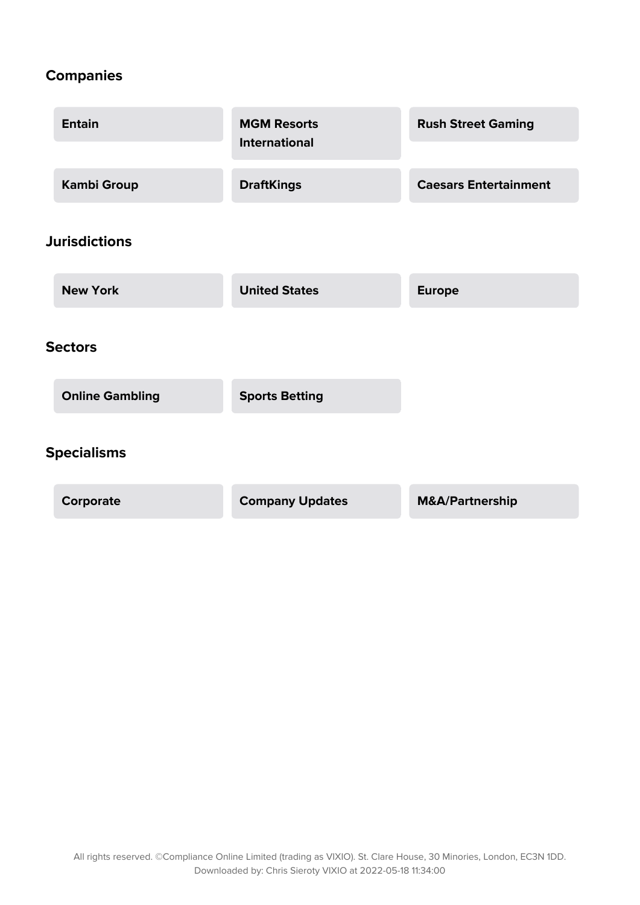## Companies

- Entain
- MGM Resorts International
- Rush Street Gaming
- Kambi Group
- DraftKings
- Caesars Entertainment

## Jurisdictions

- New York
- United States
- Europe

## Sectors

- Online Gambling
- Sports Betting

## Specialisms

- Corporate
- Company Updates
- M&A/Partnership

All rights reserved. ©Compliance Online Limited (trading as VIXIO). St. Clare House, 30 Minories, London, EC3N 1DD.
Downloaded by: Chris Sieroty VIXIO at 2022-05-18 11:34:00